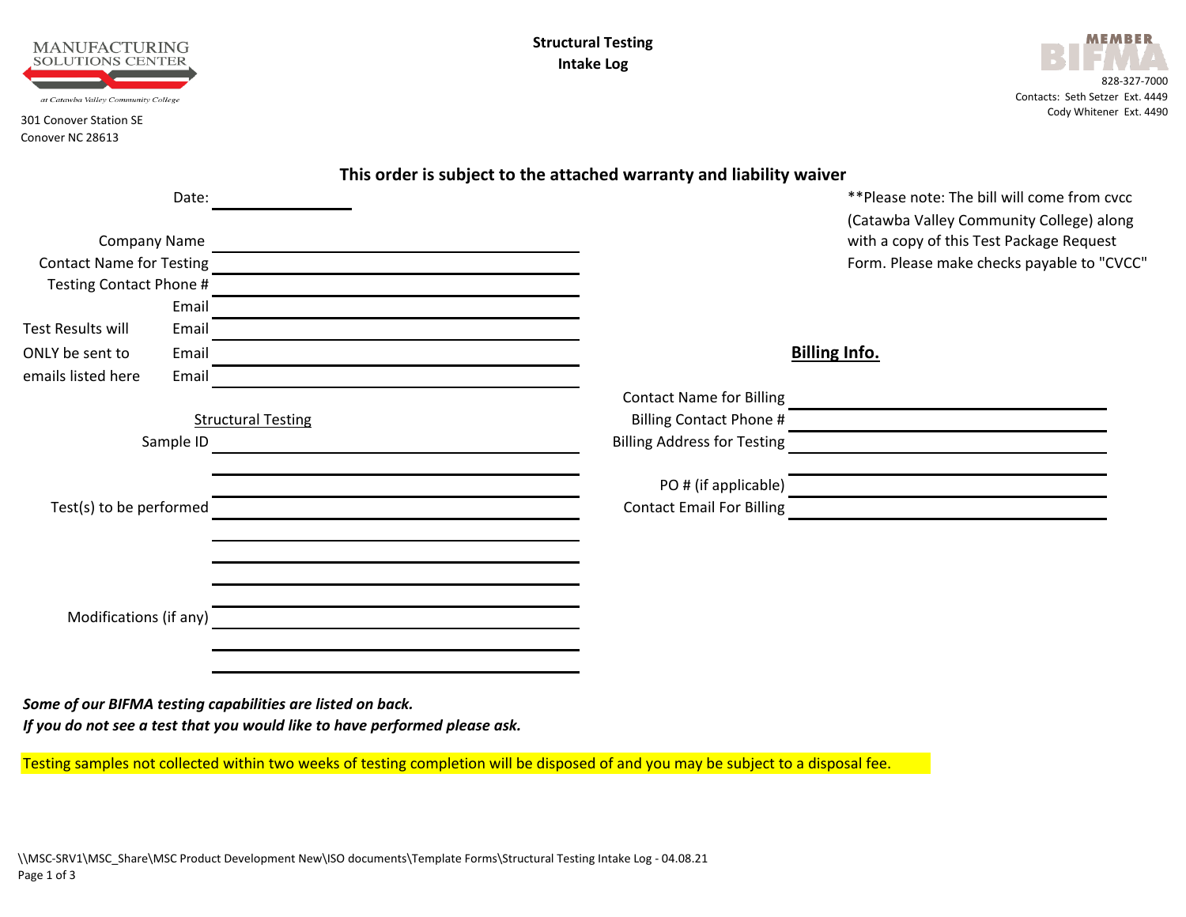MANUFACTURING SOLUTIONS CENTER

at Catawba Valley Community College

301 Conover Station SE
Conover NC 28613

# Structural Testing
# Intake Log

MEMBER BIFMA

828-327-7000
Contacts: Seth Setzer Ext. 4449
Cody Whitener Ext. 4490

**This order is subject to the attached warranty and liability waiver**

**Please note: The bill will come from cvcc (Catawba Valley Community College) along with a copy of this Test Package Request Form. Please make checks payable to "CVCC"

Date: ____________

Company Name ____________________

Contact Name for Testing ____________________

Testing Contact Phone # ____________________

Email ____________________

Test Results will ONLY be sent to emails listed here

Email ____________________

Email ____________________

Email ____________________

## Billing Info.

Contact Name for Billing ____________________

Billing Contact Phone # ____________________

Billing Address for Testing ____________________

____________________

PO # (if applicable) ____________________

Contact Email For Billing ____________________

Structural Testing

Sample ID ____________________

____________________

Test(s) to be performed ____________________

____________________

____________________

____________________

Modifications (if any) ____________________

____________________

____________________

***Some of our BIFMA testing capabilities are listed on back.***
***If you do not see a test that you would like to have performed please ask.***

Testing samples not collected within two weeks of testing completion will be disposed of and you may be subject to a disposal fee.

\\MSC-SRV1\MSC_Share\MSC Product Development New\ISO documents\Template Forms\Structural Testing Intake Log - 04.08.21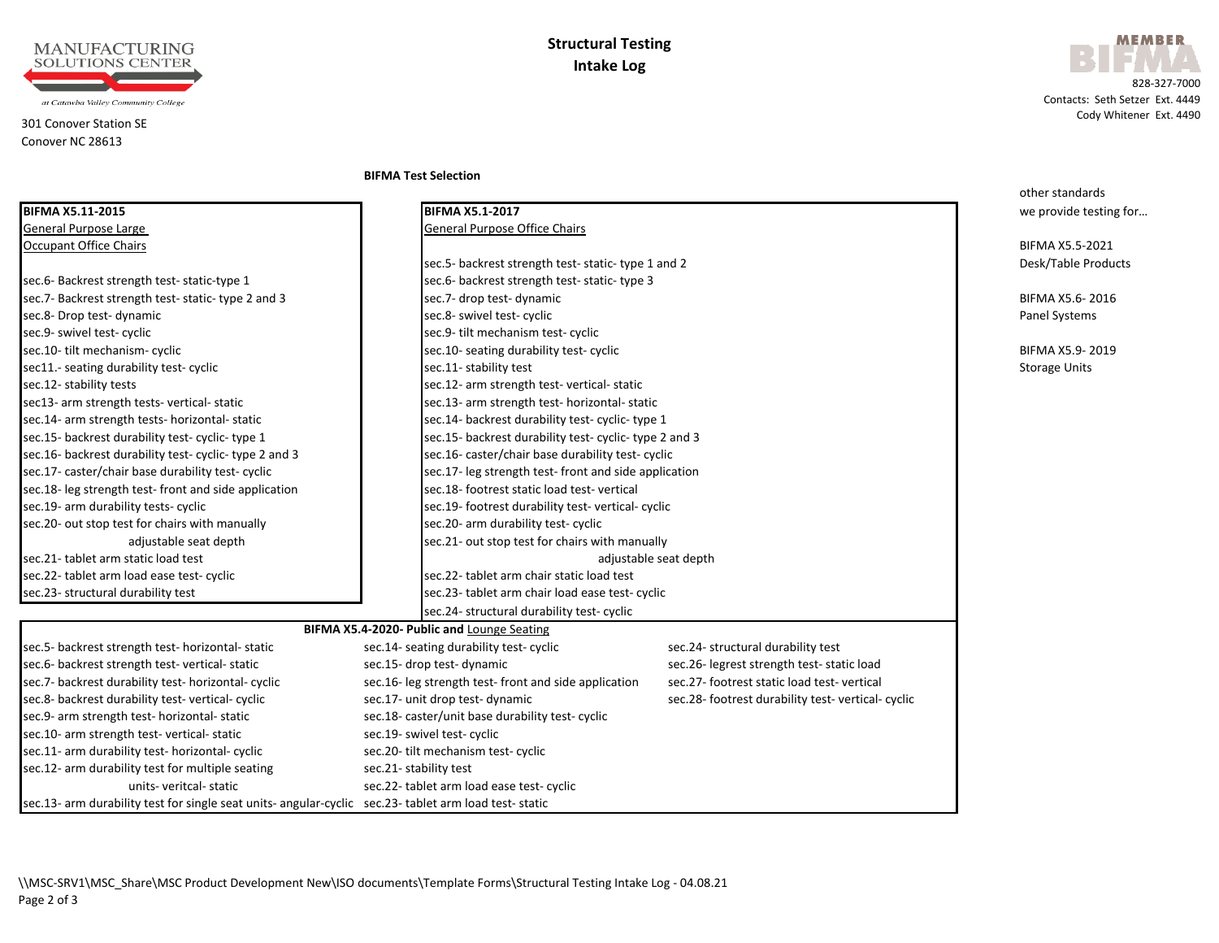# Structural Testing Intake Log

MANUFACTURING SOLUTIONS CENTER
*at Catawba Valley Community College*

301 Conover Station SE
Conover NC 28613

MEMBER BIFMA

828-327-7000
Contacts: Seth Setzer Ext. 4449
Cody Whitener Ext. 4490

**BIFMA Test Selection**

**BIFMA X5.11-2015**
General Purpose Large Occupant Office Chairs

- sec.6- Backrest strength test- static-type 1
- sec.7- Backrest strength test- static- type 2 and 3
- sec.8- Drop test- dynamic
- sec.9- swivel test- cyclic
- sec.10- tilt mechanism- cyclic
- sec11.- seating durability test- cyclic
- sec.12- stability tests
- sec13- arm strength tests- vertical- static
- sec.14- arm strength tests- horizontal- static
- sec.15- backrest durability test- cyclic- type 1
- sec.16- backrest durability test- cyclic- type 2 and 3
- sec.17- caster/chair base durability test- cyclic
- sec.18- leg strength test- front and side application
- sec.19- arm durability tests- cyclic
- sec.20- out stop test for chairs with manually adjustable seat depth
- sec.21- tablet arm static load test
- sec.22- tablet arm load ease test- cyclic
- sec.23- structural durability test

**BIFMA X5.1-2017**
General Purpose Office Chairs

- sec.5- backrest strength test- static- type 1 and 2
- sec.6- backrest strength test- static- type 3
- sec.7- drop test- dynamic
- sec.8- swivel test- cyclic
- sec.9- tilt mechanism test- cyclic
- sec.10- seating durability test- cyclic
- sec.11- stability test
- sec.12- arm strength test- vertical- static
- sec.13- arm strength test- horizontal- static
- sec.14- backrest durability test- cyclic- type 1
- sec.15- backrest durability test- cyclic- type 2 and 3
- sec.16- caster/chair base durability test- cyclic
- sec.17- leg strength test- front and side application
- sec.18- footrest static load test- vertical
- sec.19- footrest durability test- vertical- cyclic
- sec.20- arm durability test- cyclic
- sec.21- out stop test for chairs with manually adjustable seat depth
- sec.22- tablet arm chair static load test
- sec.23- tablet arm chair load ease test- cyclic
- sec.24- structural durability test- cyclic

**BIFMA X5.4-2020- Public and** Lounge Seating

- sec.5- backrest strength test- horizontal- static
- sec.6- backrest strength test- vertical- static
- sec.7- backrest durability test- horizontal- cyclic
- sec.8- backrest durability test- vertical- cyclic
- sec.9- arm strength test- horizontal- static
- sec.10- arm strength test- vertical- static
- sec.11- arm durability test- horizontal- cyclic
- sec.12- arm durability test for multiple seating units- veritcal- static
- sec.13- arm durability test for single seat units- angular-cyclic
- sec.14- seating durability test- cyclic
- sec.15- drop test- dynamic
- sec.16- leg strength test- front and side application
- sec.17- unit drop test- dynamic
- sec.18- caster/unit base durability test- cyclic
- sec.19- swivel test- cyclic
- sec.20- tilt mechanism test- cyclic
- sec.21- stability test
- sec.22- tablet arm load ease test- cyclic
- sec.23- tablet arm load test- static
- sec.24- structural durability test
- sec.26- legrest strength test- static load
- sec.27- footrest static load test- vertical
- sec.28- footrest durability test- vertical- cyclic

other standards we provide testing for...

BIFMA X5.5-2021
Desk/Table Products

BIFMA X5.6- 2016
Panel Systems

BIFMA X5.9- 2019
Storage Units

\\MSC-SRV1\MSC_Share\MSC Product Development New\ISO documents\Template Forms\Structural Testing Intake Log - 04.08.21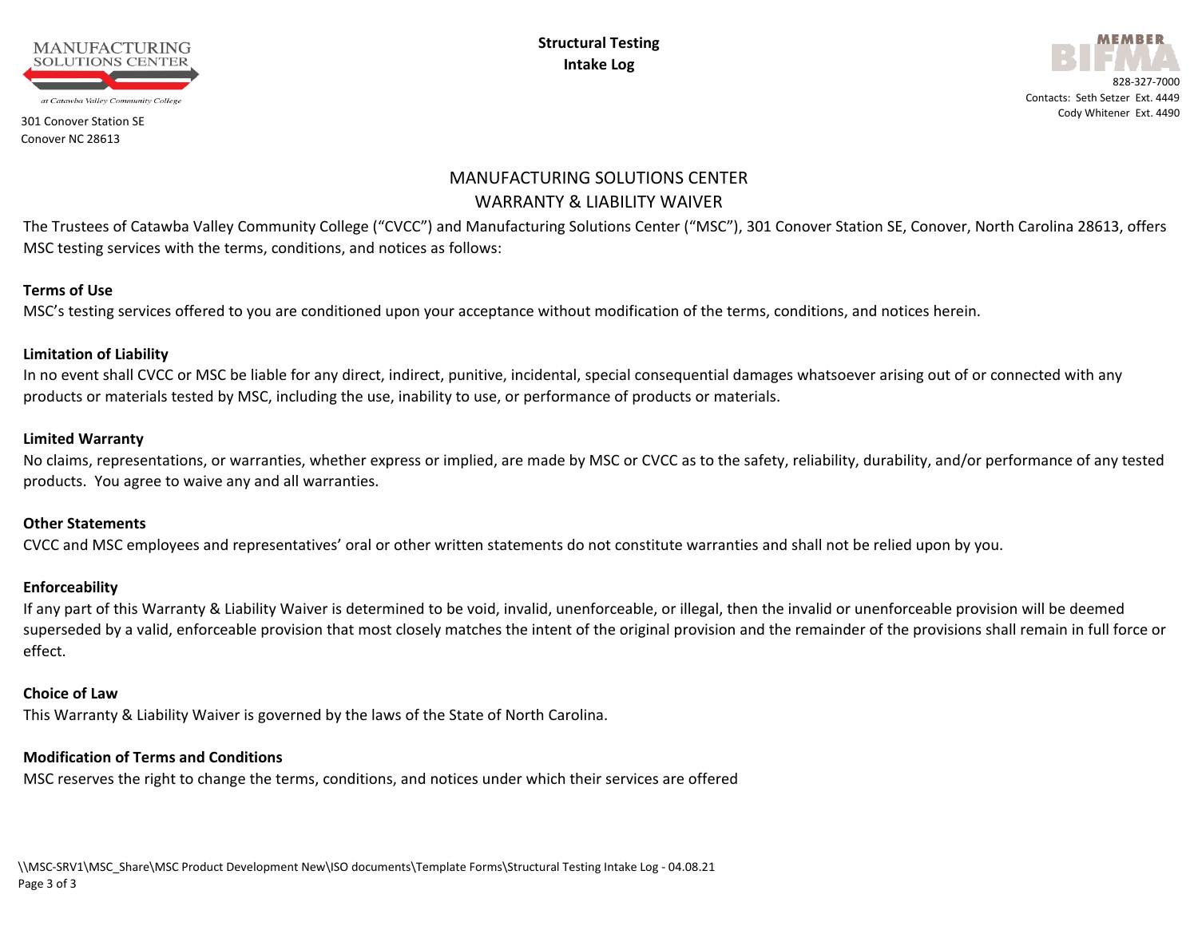**Structural Testing**
**Intake Log**

MANUFACTURING SOLUTIONS CENTER

at Catawba Valley Community College

301 Conover Station SE
Conover NC 28613

MEMBER BIFMA

828-327-7000
Contacts: Seth Setzer Ext. 4449
Cody Whitener Ext. 4490

# MANUFACTURING SOLUTIONS CENTER
# WARRANTY & LIABILITY WAIVER

The Trustees of Catawba Valley Community College (“CVCC”) and Manufacturing Solutions Center (“MSC”), 301 Conover Station SE, Conover, North Carolina 28613, offers MSC testing services with the terms, conditions, and notices as follows:

**Terms of Use**
MSC’s testing services offered to you are conditioned upon your acceptance without modification of the terms, conditions, and notices herein.

**Limitation of Liability**
In no event shall CVCC or MSC be liable for any direct, indirect, punitive, incidental, special consequential damages whatsoever arising out of or connected with any products or materials tested by MSC, including the use, inability to use, or performance of products or materials.

**Limited Warranty**
No claims, representations, or warranties, whether express or implied, are made by MSC or CVCC as to the safety, reliability, durability, and/or performance of any tested products. You agree to waive any and all warranties.

**Other Statements**
CVCC and MSC employees and representatives’ oral or other written statements do not constitute warranties and shall not be relied upon by you.

**Enforceability**
If any part of this Warranty & Liability Waiver is determined to be void, invalid, unenforceable, or illegal, then the invalid or unenforceable provision will be deemed superseded by a valid, enforceable provision that most closely matches the intent of the original provision and the remainder of the provisions shall remain in full force or effect.

**Choice of Law**
This Warranty & Liability Waiver is governed by the laws of the State of North Carolina.

**Modification of Terms and Conditions**
MSC reserves the right to change the terms, conditions, and notices under which their services are offered

\\MSC-SRV1\MSC_Share\MSC Product Development New\ISO documents\Template Forms\Structural Testing Intake Log - 04.08.21